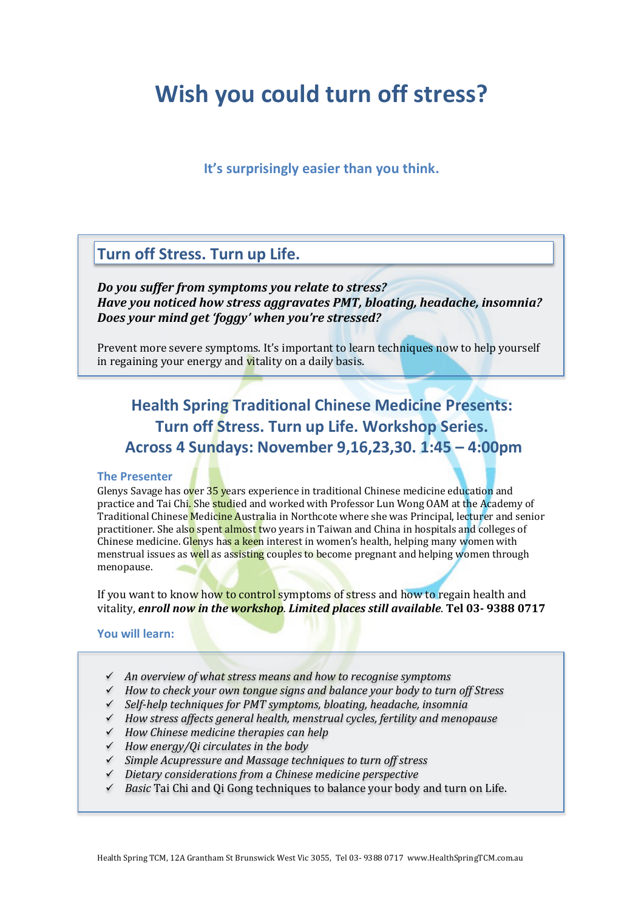# Wish you could turn off stress?

### It's surprisingly easier than you think.

## Turn off Stress. Turn up Life.

***Do you suffer from symptoms you relate to stress?***
***Have you noticed how stress aggravates PMT, bloating, headache, insomnia?***
***Does your mind get 'foggy' when you're stressed?***

Prevent more severe symptoms. It's important to learn techniques now to help yourself in regaining your energy and vitality on a daily basis.

## Health Spring Traditional Chinese Medicine Presents: Turn off Stress. Turn up Life. Workshop Series. Across 4 Sundays: November 9,16,23,30. 1:45 – 4:00pm

### The Presenter

Glenys Savage has over 35 years experience in traditional Chinese medicine education and practice and Tai Chi. She studied and worked with Professor Lun Wong OAM at the Academy of Traditional Chinese Medicine Australia in Northcote where she was Principal, lecturer and senior practitioner. She also spent almost two years in Taiwan and China in hospitals and colleges of Chinese medicine. Glenys has a keen interest in women's health, helping many women with menstrual issues as well as assisting couples to become pregnant and helping women through menopause.

If you want to know how to control symptoms of stress and how to regain health and vitality, ***enroll now in the workshop***. ***Limited places still available.*** **Tel 03- 9388 0717**

### You will learn:

- ✓ *An overview of what stress means and how to recognise symptoms*
- ✓ *How to check your own tongue signs and balance your body to turn off Stress*
- ✓ *Self-help techniques for PMT symptoms, bloating, headache, insomnia*
- ✓ *How stress affects general health, menstrual cycles, fertility and menopause*
- ✓ *How Chinese medicine therapies can help*
- ✓ *How energy/Qi circulates in the body*
- ✓ *Simple Acupressure and Massage techniques to turn off stress*
- ✓ *Dietary considerations from a Chinese medicine perspective*
- ✓ *Basic* Tai Chi and Qi Gong techniques to balance your body and turn on Life.

Health Spring TCM, 12A Grantham St Brunswick West Vic 3055, Tel 03- 9388 0717 www.HealthSpringTCM.com.au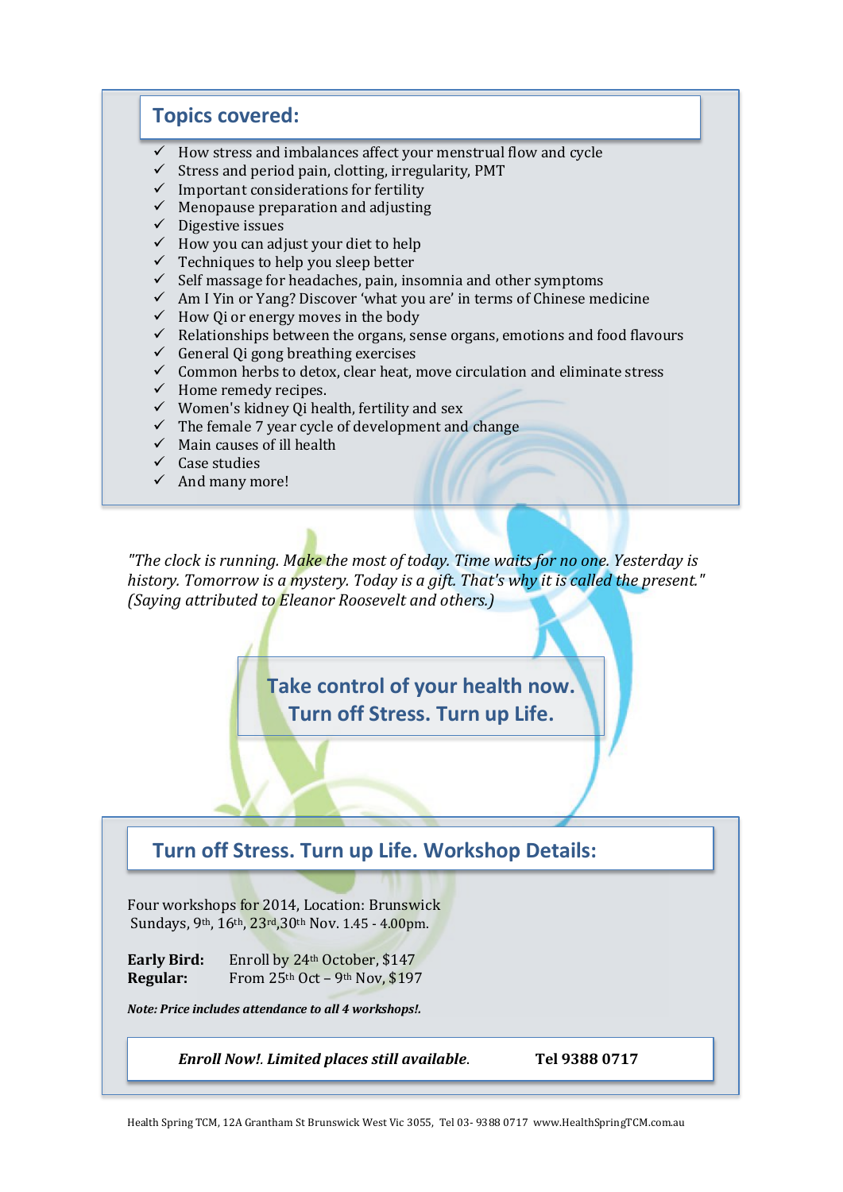## Topics covered:

- ✓ How stress and imbalances affect your menstrual flow and cycle
- ✓ Stress and period pain, clotting, irregularity, PMT
- ✓ Important considerations for fertility
- ✓ Menopause preparation and adjusting
- ✓ Digestive issues
- ✓ How you can adjust your diet to help
- ✓ Techniques to help you sleep better
- ✓ Self massage for headaches, pain, insomnia and other symptoms
- ✓ Am I Yin or Yang? Discover 'what you are' in terms of Chinese medicine
- ✓ How Qi or energy moves in the body
- ✓ Relationships between the organs, sense organs, emotions and food flavours
- ✓ General Qi gong breathing exercises
- ✓ Common herbs to detox, clear heat, move circulation and eliminate stress
- ✓ Home remedy recipes.
- ✓ Women's kidney Qi health, fertility and sex
- ✓ The female 7 year cycle of development and change
- ✓ Main causes of ill health
- ✓ Case studies
- ✓ And many more!

*"The clock is running. Make the most of today. Time waits for no one. Yesterday is history. Tomorrow is a mystery. Today is a gift. That's why it is called the present." (Saying attributed to Eleanor Roosevelt and others.)*

**Take control of your health now.**
**Turn off Stress. Turn up Life.**

## Turn off Stress. Turn up Life. Workshop Details:

Four workshops for 2014, Location: Brunswick
Sundays, 9th, 16th, 23rd, 30th Nov. 1.45 - 4.00pm.

**Early Bird:** Enroll by 24th October, $147
**Regular:** From 25th Oct – 9th Nov, $197

***Note: Price includes attendance to all 4 workshops!.***

***Enroll Now!. Limited places still available.*** **Tel 9388 0717**

Health Spring TCM, 12A Grantham St Brunswick West Vic 3055, Tel 03- 9388 0717 www.HealthSpringTCM.com.au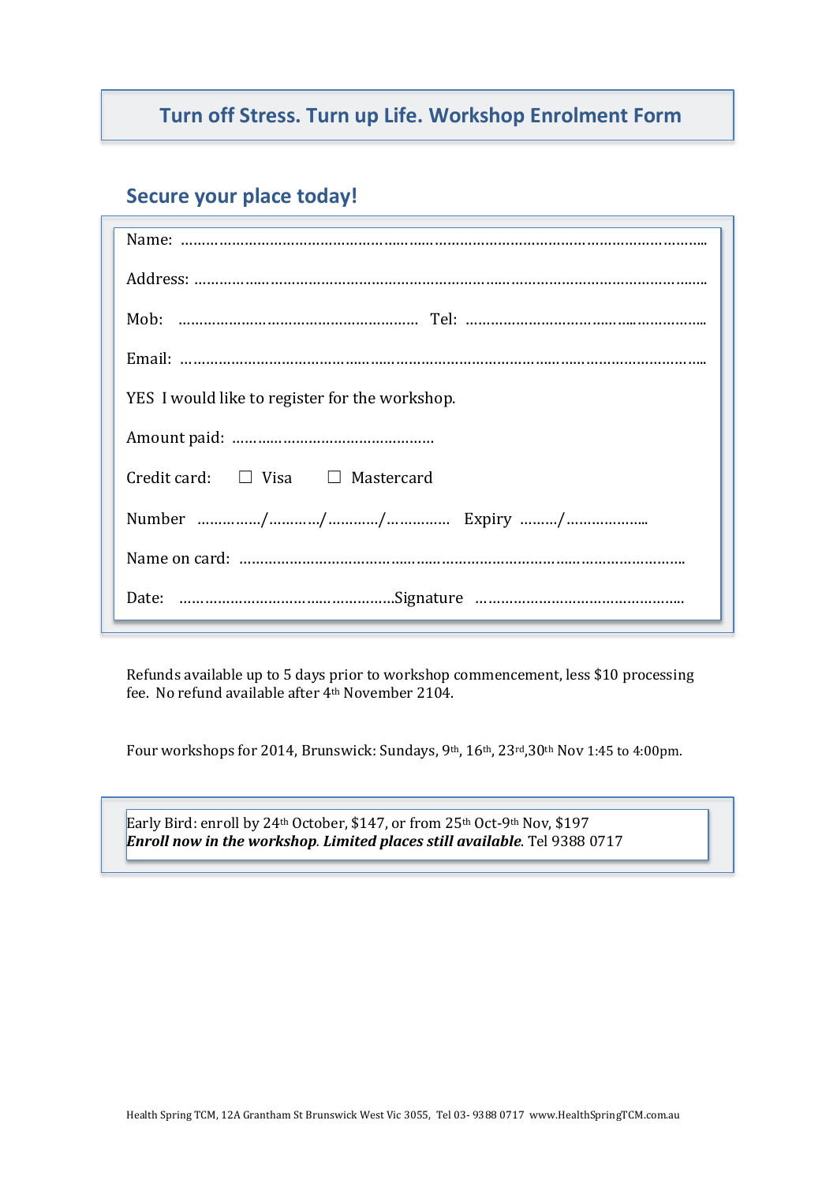## Turn off Stress. Turn up Life. Workshop Enrolment Form

### Secure your place today!

Name: ………………………………………………………………………………………………………..

Address: ………………………………………………………………………………………………….

Mob: ………………………………………………… Tel: ………………………………………………

Email: ……………………………………………………………………………………………………..

YES I would like to register for the workshop.

Amount paid: ……………………………………………

Credit card: ☐ Visa ☐ Mastercard

Number ……………/…………/…………/…………… Expiry ………/………………..

Name on card: ……………………………………………………………………………………..

Date: …………………………………………….Signature …………………………………………..

Refunds available up to 5 days prior to workshop commencement, less $10 processing fee. No refund available after 4th November 2104.

Four workshops for 2014, Brunswick: Sundays, 9th, 16th, 23rd,30th Nov 1:45 to 4:00pm.

Early Bird: enroll by 24th October, $147, or from 25th Oct-9th Nov, $197
***Enroll now in the workshop***. ***Limited places still available***. Tel 9388 0717

Health Spring TCM, 12A Grantham St Brunswick West Vic 3055, Tel 03- 9388 0717 www.HealthSpringTCM.com.au